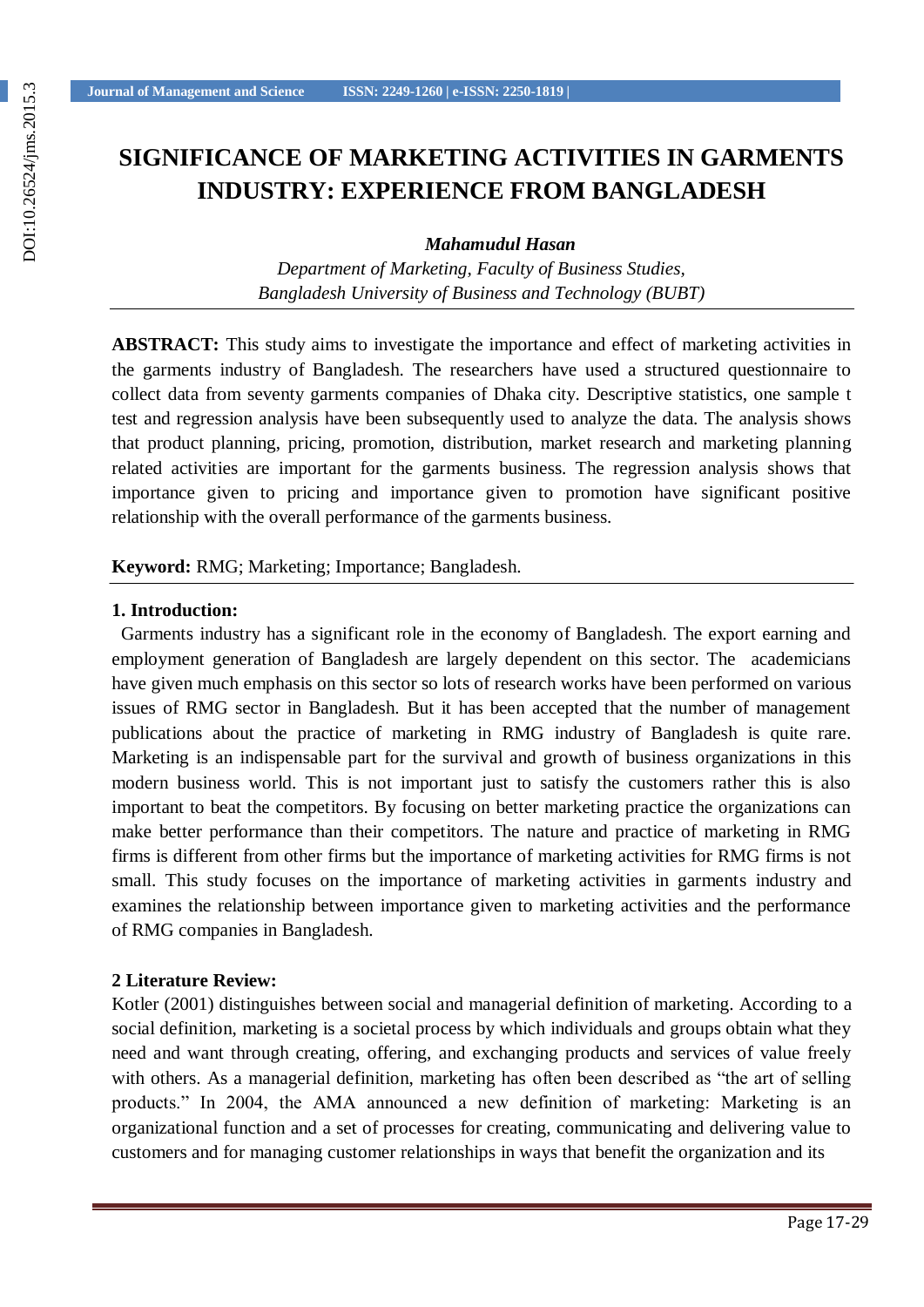# SIGNIFICANCE OF MARKETING ACTIVITIES IN GARMENTS INDUSTRY: EXPERIENCE FROM BANGLADESH

***Mahamudul Hasan***

*Department of Marketing, Faculty of Business Studies,*
*Bangladesh University of Business and Technology (BUBT)*

**ABSTRACT:** This study aims to investigate the importance and effect of marketing activities in the garments industry of Bangladesh. The researchers have used a structured questionnaire to collect data from seventy garments companies of Dhaka city. Descriptive statistics, one sample t test and regression analysis have been subsequently used to analyze the data. The analysis shows that product planning, pricing, promotion, distribution, market research and marketing planning related activities are important for the garments business. The regression analysis shows that importance given to pricing and importance given to promotion have significant positive relationship with the overall performance of the garments business.

**Keyword:** RMG; Marketing; Importance; Bangladesh.

## 1. Introduction:

Garments industry has a significant role in the economy of Bangladesh. The export earning and employment generation of Bangladesh are largely dependent on this sector. The academicians have given much emphasis on this sector so lots of research works have been performed on various issues of RMG sector in Bangladesh. But it has been accepted that the number of management publications about the practice of marketing in RMG industry of Bangladesh is quite rare. Marketing is an indispensable part for the survival and growth of business organizations in this modern business world. This is not important just to satisfy the customers rather this is also important to beat the competitors. By focusing on better marketing practice the organizations can make better performance than their competitors. The nature and practice of marketing in RMG firms is different from other firms but the importance of marketing activities for RMG firms is not small. This study focuses on the importance of marketing activities in garments industry and examines the relationship between importance given to marketing activities and the performance of RMG companies in Bangladesh.

## 2 Literature Review:

Kotler (2001) distinguishes between social and managerial definition of marketing. According to a social definition, marketing is a societal process by which individuals and groups obtain what they need and want through creating, offering, and exchanging products and services of value freely with others. As a managerial definition, marketing has often been described as "the art of selling products." In 2004, the AMA announced a new definition of marketing: Marketing is an organizational function and a set of processes for creating, communicating and delivering value to customers and for managing customer relationships in ways that benefit the organization and its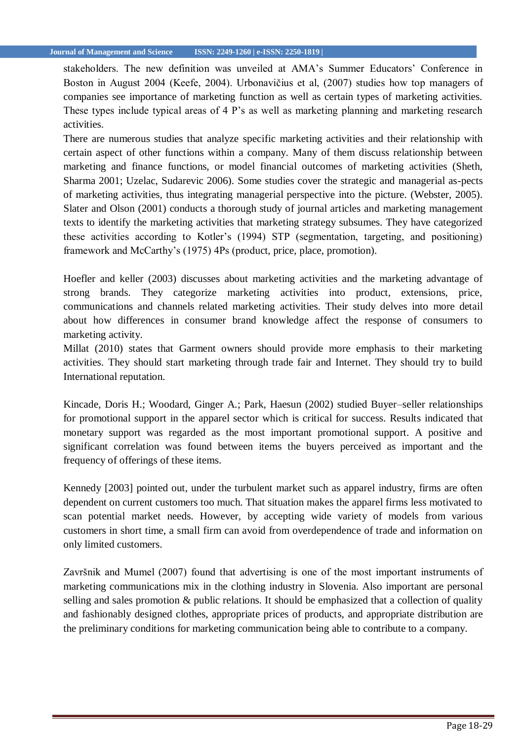stakeholders. The new definition was unveiled at AMA's Summer Educators' Conference in Boston in August 2004 (Keefe, 2004). Urbonavičius et al, (2007) studies how top managers of companies see importance of marketing function as well as certain types of marketing activities. These types include typical areas of 4 P's as well as marketing planning and marketing research activities.
There are numerous studies that analyze specific marketing activities and their relationship with certain aspect of other functions within a company. Many of them discuss relationship between marketing and finance functions, or model financial outcomes of marketing activities (Sheth, Sharma 2001; Uzelac, Sudarevic 2006). Some studies cover the strategic and managerial as-pects of marketing activities, thus integrating managerial perspective into the picture. (Webster, 2005). Slater and Olson (2001) conducts a thorough study of journal articles and marketing management texts to identify the marketing activities that marketing strategy subsumes. They have categorized these activities according to Kotler's (1994) STP (segmentation, targeting, and positioning) framework and McCarthy's (1975) 4Ps (product, price, place, promotion).

Hoefler and keller (2003) discusses about marketing activities and the marketing advantage of strong brands. They categorize marketing activities into product, extensions, price, communications and channels related marketing activities. Their study delves into more detail about how differences in consumer brand knowledge affect the response of consumers to marketing activity.
Millat (2010) states that Garment owners should provide more emphasis to their marketing activities. They should start marketing through trade fair and Internet. They should try to build International reputation.

Kincade, Doris H.; Woodard, Ginger A.; Park, Haesun (2002) studied Buyer–seller relationships for promotional support in the apparel sector which is critical for success. Results indicated that monetary support was regarded as the most important promotional support. A positive and significant correlation was found between items the buyers perceived as important and the frequency of offerings of these items.

Kennedy [2003] pointed out, under the turbulent market such as apparel industry, firms are often dependent on current customers too much. That situation makes the apparel firms less motivated to scan potential market needs. However, by accepting wide variety of models from various customers in short time, a small firm can avoid from overdependence of trade and information on only limited customers.

Završnik and Mumel (2007) found that advertising is one of the most important instruments of marketing communications mix in the clothing industry in Slovenia. Also important are personal selling and sales promotion & public relations. It should be emphasized that a collection of quality and fashionably designed clothes, appropriate prices of products, and appropriate distribution are the preliminary conditions for marketing communication being able to contribute to a company.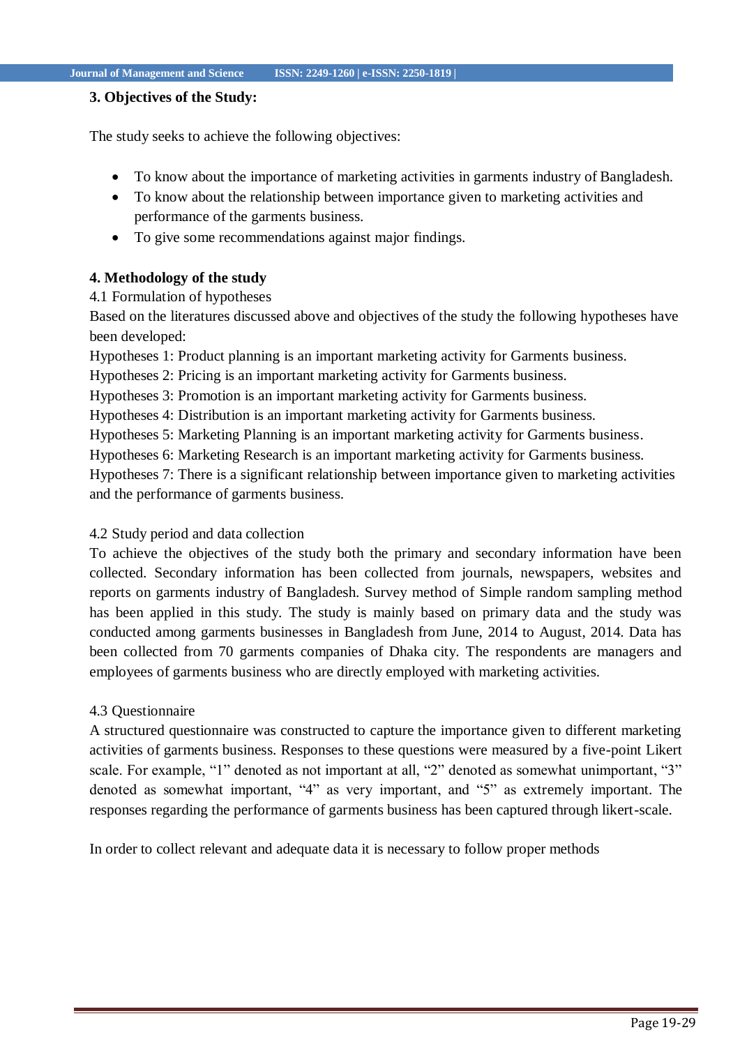## 3. Objectives of the Study:

The study seeks to achieve the following objectives:

- To know about the importance of marketing activities in garments industry of Bangladesh.
- To know about the relationship between importance given to marketing activities and performance of the garments business.
- To give some recommendations against major findings.

## 4. Methodology of the study

### 4.1 Formulation of hypotheses

Based on the literatures discussed above and objectives of the study the following hypotheses have been developed:

Hypotheses 1: Product planning is an important marketing activity for Garments business.
Hypotheses 2: Pricing is an important marketing activity for Garments business.
Hypotheses 3: Promotion is an important marketing activity for Garments business.
Hypotheses 4: Distribution is an important marketing activity for Garments business.
Hypotheses 5: Marketing Planning is an important marketing activity for Garments business.
Hypotheses 6: Marketing Research is an important marketing activity for Garments business.
Hypotheses 7: There is a significant relationship between importance given to marketing activities and the performance of garments business.

### 4.2 Study period and data collection

To achieve the objectives of the study both the primary and secondary information have been collected. Secondary information has been collected from journals, newspapers, websites and reports on garments industry of Bangladesh. Survey method of Simple random sampling method has been applied in this study. The study is mainly based on primary data and the study was conducted among garments businesses in Bangladesh from June, 2014 to August, 2014. Data has been collected from 70 garments companies of Dhaka city. The respondents are managers and employees of garments business who are directly employed with marketing activities.

### 4.3 Questionnaire

A structured questionnaire was constructed to capture the importance given to different marketing activities of garments business. Responses to these questions were measured by a five-point Likert scale. For example, "1" denoted as not important at all, "2" denoted as somewhat unimportant, "3" denoted as somewhat important, "4" as very important, and "5" as extremely important. The responses regarding the performance of garments business has been captured through likert-scale.

In order to collect relevant and adequate data it is necessary to follow proper methods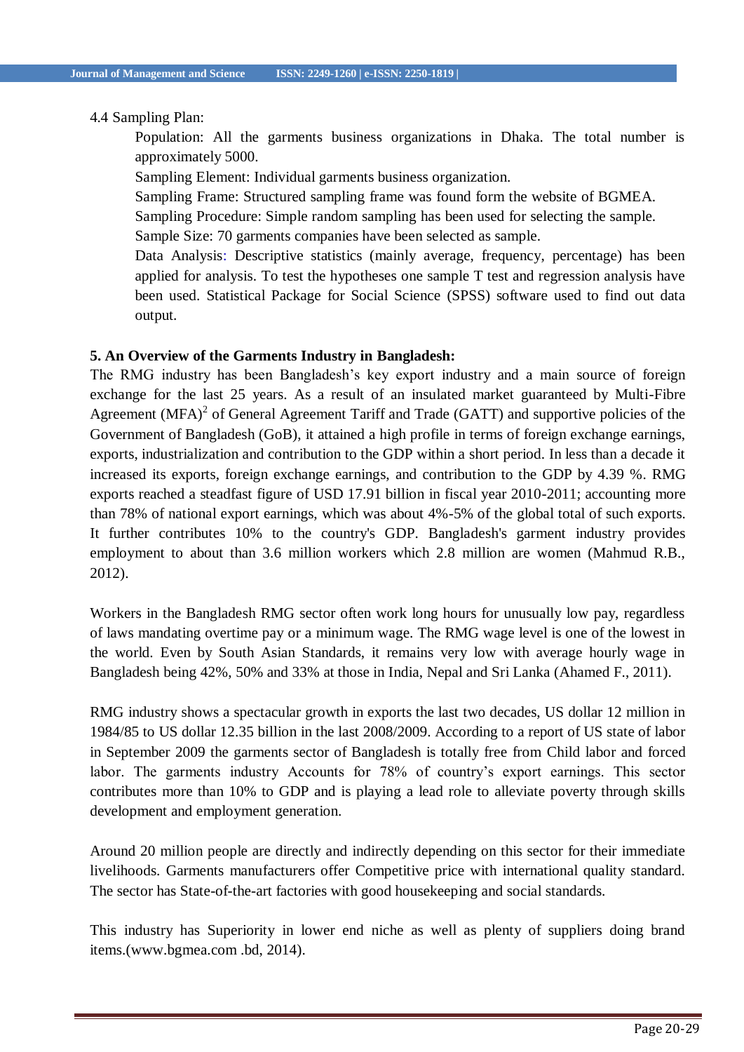4.4 Sampling Plan:

Population: All the garments business organizations in Dhaka. The total number is approximately 5000.

Sampling Element: Individual garments business organization.

Sampling Frame: Structured sampling frame was found form the website of BGMEA.

Sampling Procedure: Simple random sampling has been used for selecting the sample.

Sample Size: 70 garments companies have been selected as sample.

Data Analysis: Descriptive statistics (mainly average, frequency, percentage) has been applied for analysis. To test the hypotheses one sample T test and regression analysis have been used. Statistical Package for Social Science (SPSS) software used to find out data output.

## 5. An Overview of the Garments Industry in Bangladesh:

The RMG industry has been Bangladesh's key export industry and a main source of foreign exchange for the last 25 years. As a result of an insulated market guaranteed by Multi-Fibre Agreement (MFA)[2] of General Agreement Tariff and Trade (GATT) and supportive policies of the Government of Bangladesh (GoB), it attained a high profile in terms of foreign exchange earnings, exports, industrialization and contribution to the GDP within a short period. In less than a decade it increased its exports, foreign exchange earnings, and contribution to the GDP by 4.39 %. RMG exports reached a steadfast figure of USD 17.91 billion in fiscal year 2010-2011; accounting more than 78% of national export earnings, which was about 4%-5% of the global total of such exports. It further contributes 10% to the country's GDP. Bangladesh's garment industry provides employment to about than 3.6 million workers which 2.8 million are women (Mahmud R.B., 2012).

Workers in the Bangladesh RMG sector often work long hours for unusually low pay, regardless of laws mandating overtime pay or a minimum wage. The RMG wage level is one of the lowest in the world. Even by South Asian Standards, it remains very low with average hourly wage in Bangladesh being 42%, 50% and 33% at those in India, Nepal and Sri Lanka (Ahamed F., 2011).

RMG industry shows a spectacular growth in exports the last two decades, US dollar 12 million in 1984/85 to US dollar 12.35 billion in the last 2008/2009. According to a report of US state of labor in September 2009 the garments sector of Bangladesh is totally free from Child labor and forced labor. The garments industry Accounts for 78% of country's export earnings. This sector contributes more than 10% to GDP and is playing a lead role to alleviate poverty through skills development and employment generation.

Around 20 million people are directly and indirectly depending on this sector for their immediate livelihoods. Garments manufacturers offer Competitive price with international quality standard. The sector has State-of-the-art factories with good housekeeping and social standards.

This industry has Superiority in lower end niche as well as plenty of suppliers doing brand items.(www.bgmea.com .bd, 2014).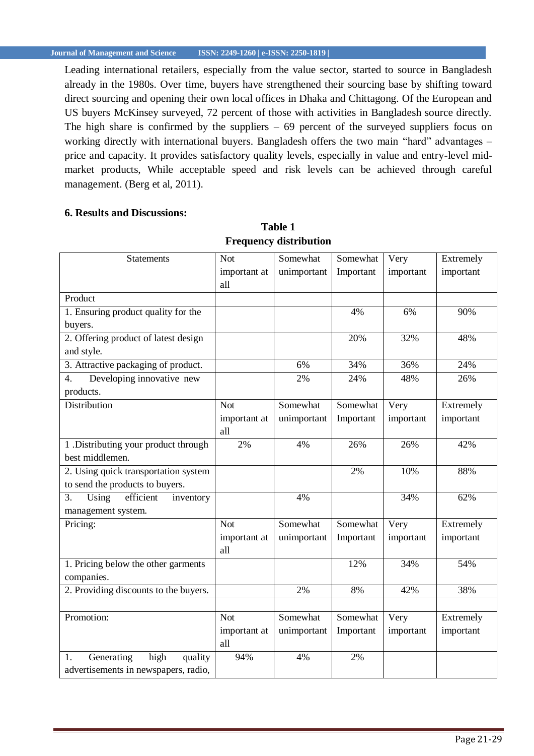Leading international retailers, especially from the value sector, started to source in Bangladesh already in the 1980s. Over time, buyers have strengthened their sourcing base by shifting toward direct sourcing and opening their own local offices in Dhaka and Chittagong. Of the European and US buyers McKinsey surveyed, 72 percent of those with activities in Bangladesh source directly. The high share is confirmed by the suppliers – 69 percent of the surveyed suppliers focus on working directly with international buyers. Bangladesh offers the two main "hard" advantages – price and capacity. It provides satisfactory quality levels, especially in value and entry-level mid-market products, While acceptable speed and risk levels can be achieved through careful management. (Berg et al, 2011).

### 6. Results and Discussions:

**Table 1**
**Frequency distribution**

| Statements | Not important at all | Somewhat unimportant | Somewhat Important | Very important | Extremely important |
|---|---|---|---|---|---|
| Product | | | | | |
| 1. Ensuring product quality for the buyers. | | | 4% | 6% | 90% |
| 2. Offering product of latest design and style. | | | 20% | 32% | 48% |
| 3. Attractive packaging of product. | | 6% | 34% | 36% | 24% |
| 4. Developing innovative new products. | | 2% | 24% | 48% | 26% |
| Distribution | Not important at all | Somewhat unimportant | Somewhat Important | Very important | Extremely important |
| 1 .Distributing your product through best middlemen. | 2% | 4% | 26% | 26% | 42% |
| 2. Using quick transportation system to send the products to buyers. | | | 2% | 10% | 88% |
| 3. Using efficient inventory management system. | | 4% | | 34% | 62% |
| Pricing: | Not important at all | Somewhat unimportant | Somewhat Important | Very important | Extremely important |
| 1. Pricing below the other garments companies. | | | 12% | 34% | 54% |
| 2. Providing discounts to the buyers. | | 2% | 8% | 42% | 38% |
| | | | | | |
| Promotion: | Not important at all | Somewhat unimportant | Somewhat Important | Very important | Extremely important |
| 1. Generating high quality advertisements in newspapers, radio, | 94% | 4% | 2% | | |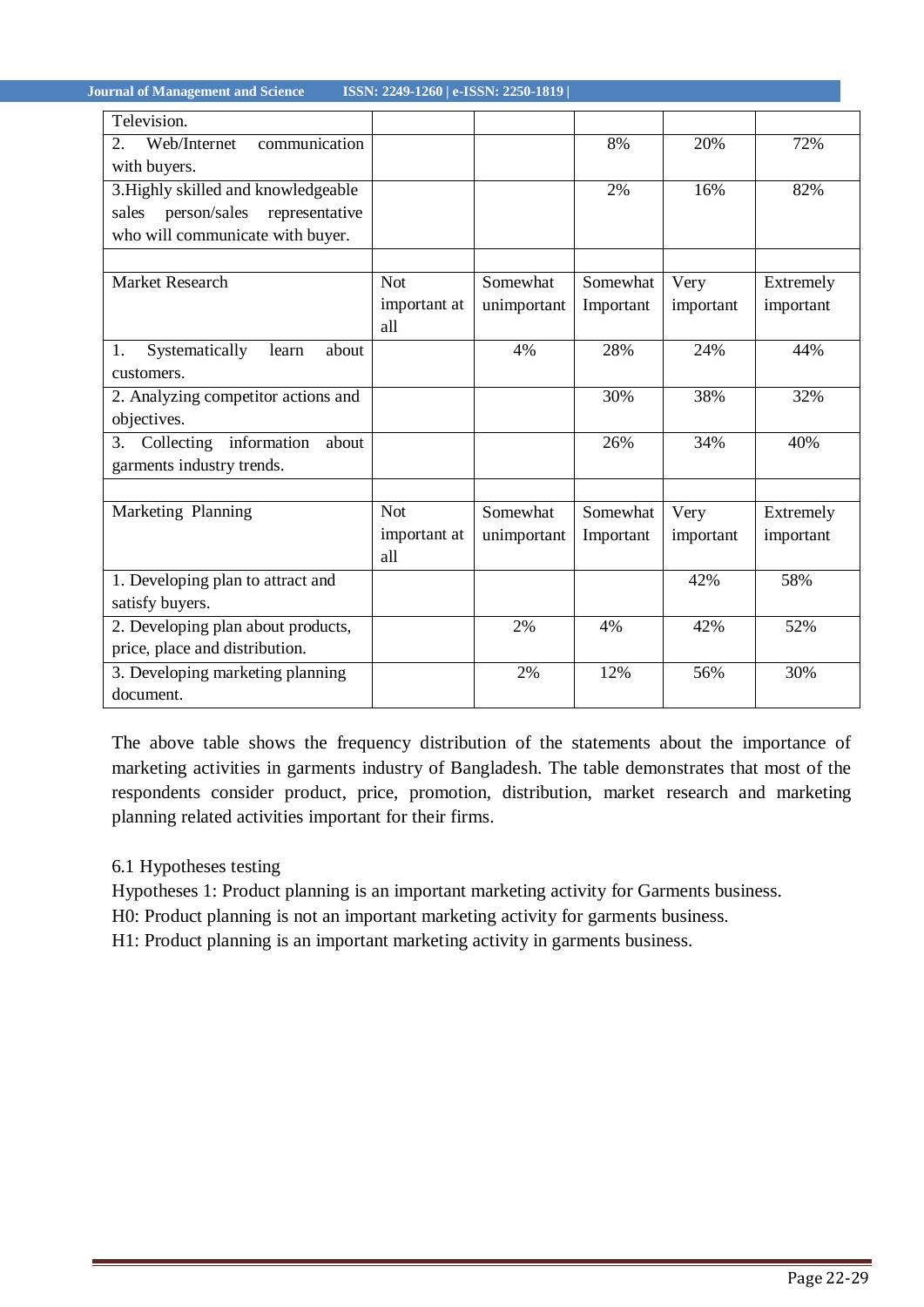| | | | | | |
|---|---|---|---|---|---|
| Television. | | | | | |
| 2. Web/Internet communication with buyers. | | | 8% | 20% | 72% |
| 3.Highly skilled and knowledgeable sales person/sales representative who will communicate with buyer. | | | 2% | 16% | 82% |
| | | | | | |
| Market Research | Not important at all | Somewhat unimportant | Somewhat Important | Very important | Extremely important |
| 1. Systematically learn about customers. | | 4% | 28% | 24% | 44% |
| 2. Analyzing competitor actions and objectives. | | | 30% | 38% | 32% |
| 3. Collecting information about garments industry trends. | | | 26% | 34% | 40% |
| | | | | | |
| Marketing Planning | Not important at all | Somewhat unimportant | Somewhat Important | Very important | Extremely important |
| 1. Developing plan to attract and satisfy buyers. | | | | 42% | 58% |
| 2. Developing plan about products, price, place and distribution. | | 2% | 4% | 42% | 52% |
| 3. Developing marketing planning document. | | 2% | 12% | 56% | 30% |

The above table shows the frequency distribution of the statements about the importance of marketing activities in garments industry of Bangladesh. The table demonstrates that most of the respondents consider product, price, promotion, distribution, market research and marketing planning related activities important for their firms.

6.1 Hypotheses testing

Hypotheses 1: Product planning is an important marketing activity for Garments business.

H0: Product planning is not an important marketing activity for garments business.

H1: Product planning is an important marketing activity in garments business.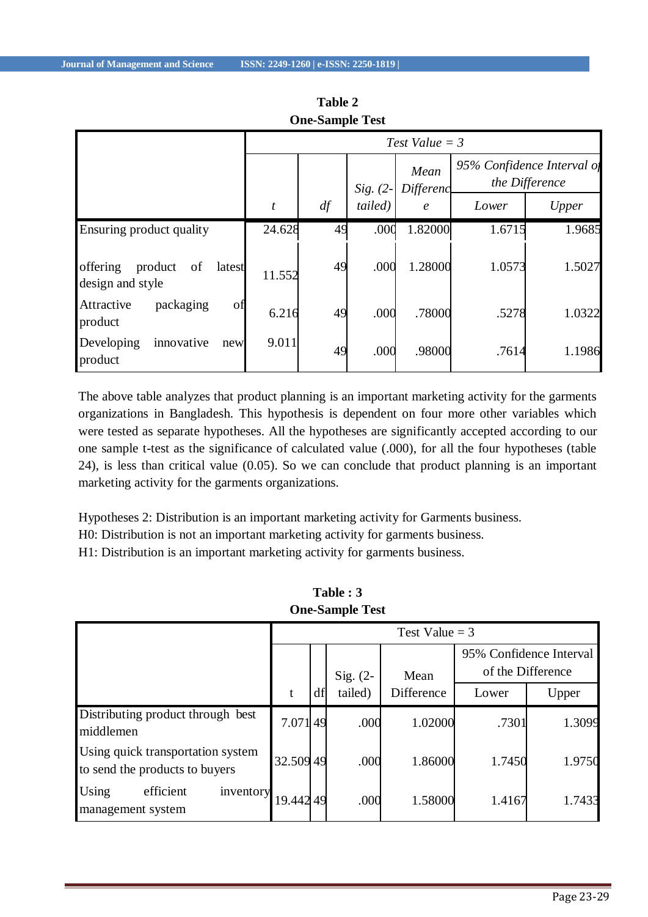**Table 2**
**One-Sample Test**

| | Test Value = 3 | | | | | |
|---|---|---|---|---|---|---|
| | | | | | 95% Confidence Interval of the Difference | |
| | *t* | *df* | *Sig. (2-tailed)* | *Mean Difference* | *Lower* | *Upper* |
| Ensuring product quality | 24.628 | 49 | .000 | 1.82000 | 1.6715 | 1.9685 |
| offering product of latest design and style | 11.552 | 49 | .000 | 1.28000 | 1.0573 | 1.5027 |
| Attractive packaging of product | 6.216 | 49 | .000 | .78000 | .5278 | 1.0322 |
| Developing innovative new product | 9.011 | 49 | .000 | .98000 | .7614 | 1.1986 |

The above table analyzes that product planning is an important marketing activity for the garments organizations in Bangladesh. This hypothesis is dependent on four more other variables which were tested as separate hypotheses. All the hypotheses are significantly accepted according to our one sample t-test as the significance of calculated value (.000), for all the four hypotheses (table 24), is less than critical value (0.05). So we can conclude that product planning is an important marketing activity for the garments organizations.

Hypotheses 2: Distribution is an important marketing activity for Garments business.
H0: Distribution is not an important marketing activity for garments business.
H1: Distribution is an important marketing activity for garments business.

**Table : 3**
**One-Sample Test**

| | Test Value = 3 | | | | | |
|---|---|---|---|---|---|---|
| | | | | | 95% Confidence Interval of the Difference | |
| | t | df | Sig. (2-tailed) | Mean Difference | Lower | Upper |
| Distributing product through best middlemen | 7.071 | 49 | .000 | 1.02000 | .7301 | 1.3099 |
| Using quick transportation system to send the products to buyers | 32.509 | 49 | .000 | 1.86000 | 1.7450 | 1.9750 |
| Using efficient inventory management system | 19.442 | 49 | .000 | 1.58000 | 1.4167 | 1.7433 |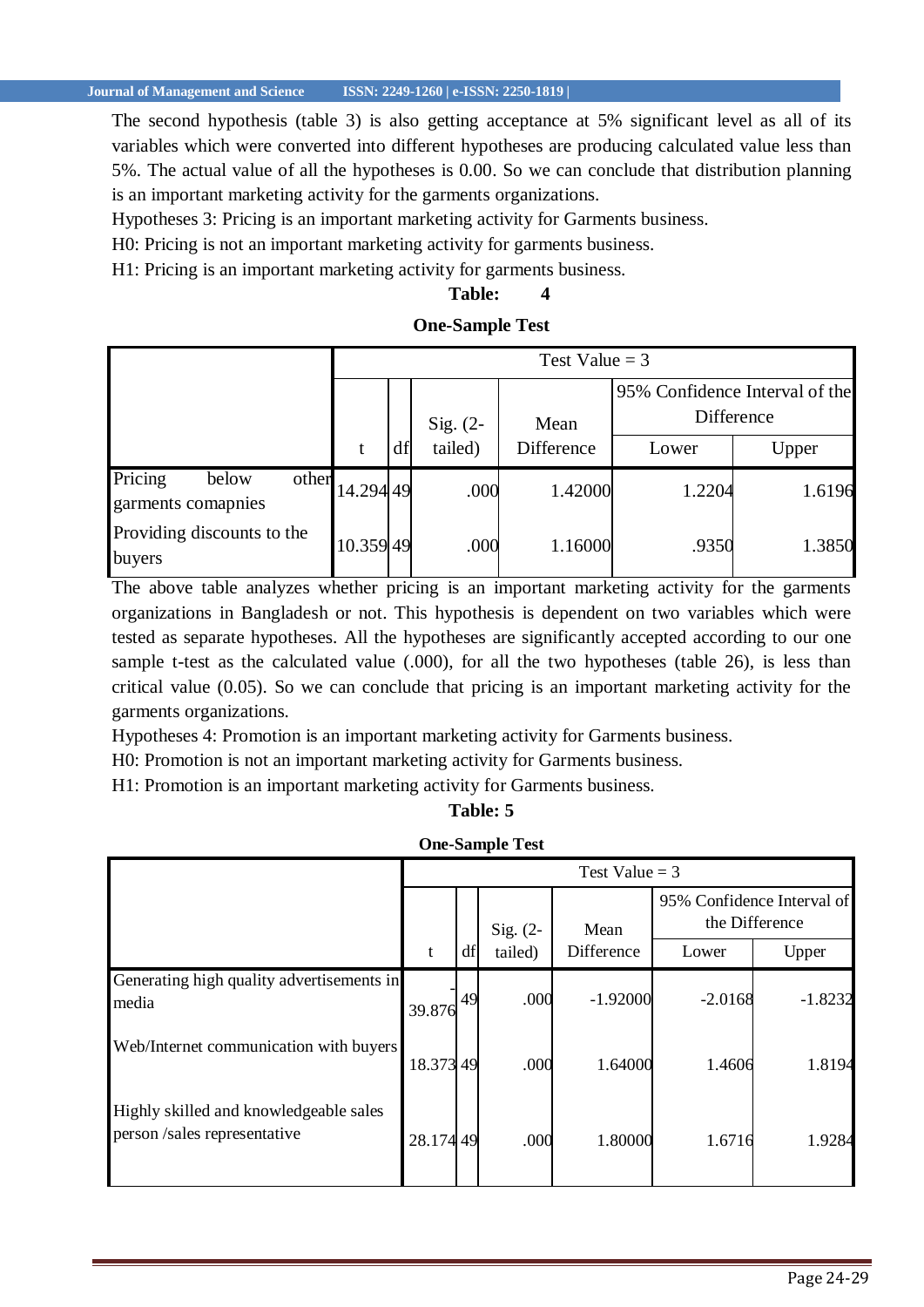The second hypothesis (table 3) is also getting acceptance at 5% significant level as all of its variables which were converted into different hypotheses are producing calculated value less than 5%. The actual value of all the hypotheses is 0.00. So we can conclude that distribution planning is an important marketing activity for the garments organizations.

Hypotheses 3: Pricing is an important marketing activity for Garments business.

H0: Pricing is not an important marketing activity for garments business.

H1: Pricing is an important marketing activity for garments business.

**Table: 4**

**One-Sample Test**

| | Test Value = 3 | | | | | |
|---|---|---|---|---|---|---|
| | | | | | 95% Confidence Interval of the Difference | |
| | t | df | Sig. (2-tailed) | Mean Difference | Lower | Upper |
| Pricing below other garments comapnies | 14.294 | 49 | .000 | 1.42000 | 1.2204 | 1.6196 |
| Providing discounts to the buyers | 10.359 | 49 | .000 | 1.16000 | .9350 | 1.3850 |

The above table analyzes whether pricing is an important marketing activity for the garments organizations in Bangladesh or not. This hypothesis is dependent on two variables which were tested as separate hypotheses. All the hypotheses are significantly accepted according to our one sample t-test as the calculated value (.000), for all the two hypotheses (table 26), is less than critical value (0.05). So we can conclude that pricing is an important marketing activity for the garments organizations.

Hypotheses 4: Promotion is an important marketing activity for Garments business.

H0: Promotion is not an important marketing activity for Garments business.

H1: Promotion is an important marketing activity for Garments business.

**Table: 5**

**One-Sample Test**

| | Test Value = 3 | | | | | |
|---|---|---|---|---|---|---|
| | | | | | 95% Confidence Interval of the Difference | |
| | t | df | Sig. (2-tailed) | Mean Difference | Lower | Upper |
| Generating high quality advertisements in media | -39.876 | 49 | .000 | -1.92000 | -2.0168 | -1.8232 |
| Web/Internet communication with buyers | 18.373 | 49 | .000 | 1.64000 | 1.4606 | 1.8194 |
| Highly skilled and knowledgeable sales person /sales representative | 28.174 | 49 | .000 | 1.80000 | 1.6716 | 1.9284 |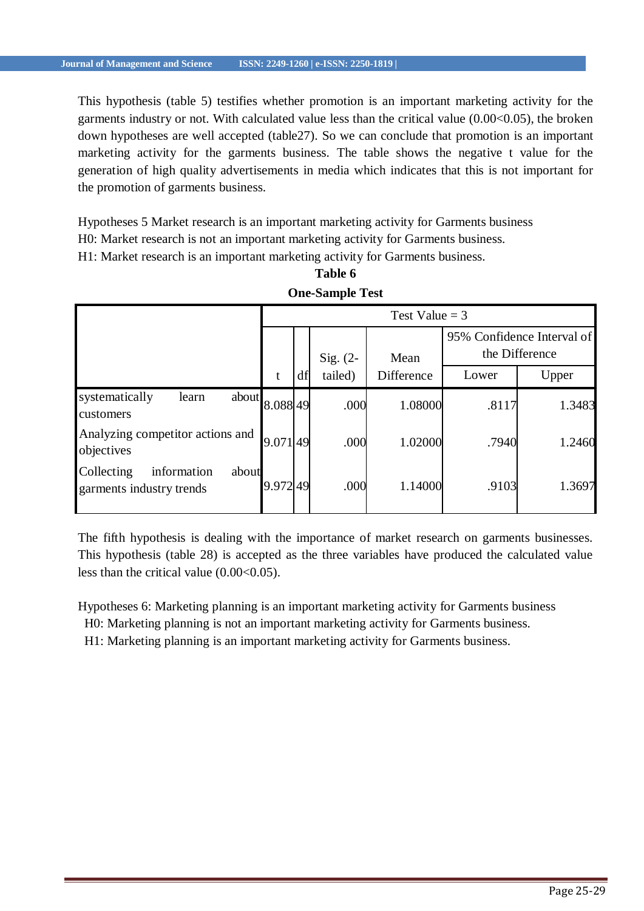This hypothesis (table 5) testifies whether promotion is an important marketing activity for the garments industry or not. With calculated value less than the critical value (0.00<0.05), the broken down hypotheses are well accepted (table27). So we can conclude that promotion is an important marketing activity for the garments business. The table shows the negative t value for the generation of high quality advertisements in media which indicates that this is not important for the promotion of garments business.

Hypotheses 5 Market research is an important marketing activity for Garments business
H0: Market research is not an important marketing activity for Garments business.
H1: Market research is an important marketing activity for Garments business.

**Table 6**

**One-Sample Test**

| | Test Value = 3 | | | | | |
|---|---|---|---|---|---|---|
| | | | | | 95% Confidence Interval of the Difference | |
| | t | df | Sig. (2-tailed) | Mean Difference | Lower | Upper |
| systematically learn about customers | 8.088 | 49 | .000 | 1.08000 | .8117 | 1.3483 |
| Analyzing competitor actions and objectives | 9.071 | 49 | .000 | 1.02000 | .7940 | 1.2460 |
| Collecting information about garments industry trends | 9.972 | 49 | .000 | 1.14000 | .9103 | 1.3697 |

The fifth hypothesis is dealing with the importance of market research on garments businesses. This hypothesis (table 28) is accepted as the three variables have produced the calculated value less than the critical value (0.00<0.05).

Hypotheses 6: Marketing planning is an important marketing activity for Garments business
H0: Marketing planning is not an important marketing activity for Garments business.
H1: Marketing planning is an important marketing activity for Garments business.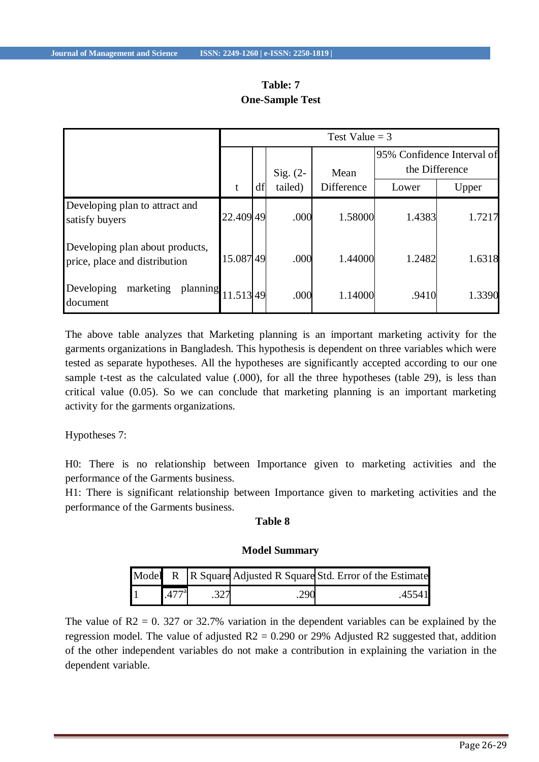**Table: 7**

**One-Sample Test**

| | Test Value = 3 | | | | | |
|---|---|---|---|---|---|---|
| | | | | | 95% Confidence Interval of the Difference | |
| | t | df | Sig. (2-tailed) | Mean Difference | Lower | Upper |
| Developing plan to attract and satisfy buyers | 22.409 | 49 | .000 | 1.58000 | 1.4383 | 1.7217 |
| Developing plan about products, price, place and distribution | 15.087 | 49 | .000 | 1.44000 | 1.2482 | 1.6318 |
| Developing marketing planning document | 11.513 | 49 | .000 | 1.14000 | .9410 | 1.3390 |

The above table analyzes that Marketing planning is an important marketing activity for the garments organizations in Bangladesh. This hypothesis is dependent on three variables which were tested as separate hypotheses. All the hypotheses are significantly accepted according to our one sample t-test as the calculated value (.000), for all the three hypotheses (table 29), is less than critical value (0.05). So we can conclude that marketing planning is an important marketing activity for the garments organizations.

Hypotheses 7:

H0: There is no relationship between Importance given to marketing activities and the performance of the Garments business.
H1: There is significant relationship between Importance given to marketing activities and the performance of the Garments business.

**Table 8**

**Model Summary**

| Model | R | R Square | Adjusted R Square | Std. Error of the Estimate |
|---|---|---|---|---|
| 1 | .477[a] | .327 | .290 | .45541 |

The value of R2 = 0. 327 or 32.7% variation in the dependent variables can be explained by the regression model. The value of adjusted R2 = 0.290 or 29% Adjusted R2 suggested that, addition of the other independent variables do not make a contribution in explaining the variation in the dependent variable.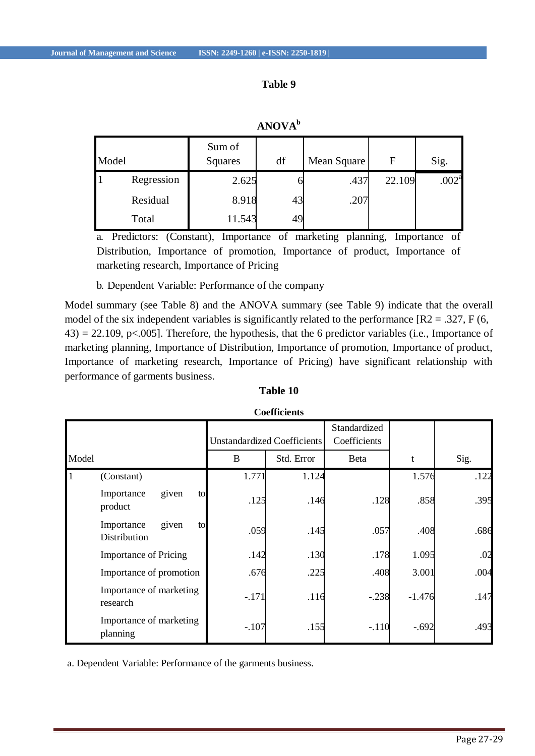**Table 9**

**ANOVA[b]**

| Model | | Sum of Squares | df | Mean Square | F | Sig. |
|---|---|---|---|---|---|---|
| 1 | Regression | 2.625 | 6 | .437 | 22.109 | .002[a] |
| | Residual | 8.918 | 43 | .207 | | |
| | Total | 11.543 | 49 | | | |

a. Predictors: (Constant), Importance of marketing planning, Importance of Distribution, Importance of promotion, Importance of product, Importance of marketing research, Importance of Pricing

b. Dependent Variable: Performance of the company

Model summary (see Table 8) and the ANOVA summary (see Table 9) indicate that the overall model of the six independent variables is significantly related to the performance [R2 = .327, F (6, 43) = 22.109, p<.005]. Therefore, the hypothesis, that the 6 predictor variables (i.e., Importance of marketing planning, Importance of Distribution, Importance of promotion, Importance of product, Importance of marketing research, Importance of Pricing) have significant relationship with performance of garments business.

**Table 10**

**Coefficients**

| Model | | Unstandardized Coefficients | | Standardized Coefficients | t | Sig. |
|---|---|---|---|---|---|---|
| | | B | Std. Error | Beta | | |
| 1 | (Constant) | 1.771 | 1.124 | | 1.576 | .122 |
| | Importance given to product | .125 | .146 | .128 | .858 | .395 |
| | Importance given to Distribution | .059 | .145 | .057 | .408 | .686 |
| | Importance of Pricing | .142 | .130 | .178 | 1.095 | .02 |
| | Importance of promotion | .676 | .225 | .408 | 3.001 | .004 |
| | Importance of marketing research | -.171 | .116 | -.238 | -1.476 | .147 |
| | Importance of marketing planning | -.107 | .155 | -.110 | -.692 | .493 |

a. Dependent Variable: Performance of the garments business.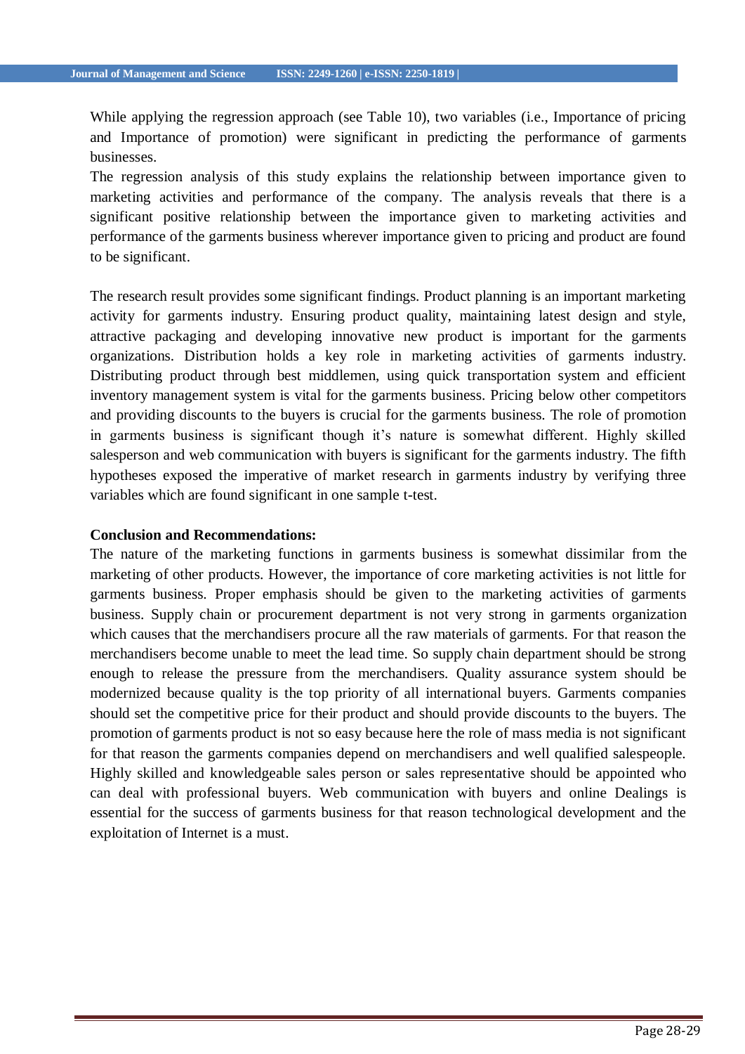While applying the regression approach (see Table 10), two variables (i.e., Importance of pricing and Importance of promotion) were significant in predicting the performance of garments businesses.

The regression analysis of this study explains the relationship between importance given to marketing activities and performance of the company. The analysis reveals that there is a significant positive relationship between the importance given to marketing activities and performance of the garments business wherever importance given to pricing and product are found to be significant.

The research result provides some significant findings. Product planning is an important marketing activity for garments industry. Ensuring product quality, maintaining latest design and style, attractive packaging and developing innovative new product is important for the garments organizations. Distribution holds a key role in marketing activities of garments industry. Distributing product through best middlemen, using quick transportation system and efficient inventory management system is vital for the garments business. Pricing below other competitors and providing discounts to the buyers is crucial for the garments business. The role of promotion in garments business is significant though it's nature is somewhat different. Highly skilled salesperson and web communication with buyers is significant for the garments industry. The fifth hypotheses exposed the imperative of market research in garments industry by verifying three variables which are found significant in one sample t-test.

**Conclusion and Recommendations:**

The nature of the marketing functions in garments business is somewhat dissimilar from the marketing of other products. However, the importance of core marketing activities is not little for garments business. Proper emphasis should be given to the marketing activities of garments business. Supply chain or procurement department is not very strong in garments organization which causes that the merchandisers procure all the raw materials of garments. For that reason the merchandisers become unable to meet the lead time. So supply chain department should be strong enough to release the pressure from the merchandisers. Quality assurance system should be modernized because quality is the top priority of all international buyers. Garments companies should set the competitive price for their product and should provide discounts to the buyers. The promotion of garments product is not so easy because here the role of mass media is not significant for that reason the garments companies depend on merchandisers and well qualified salespeople. Highly skilled and knowledgeable sales person or sales representative should be appointed who can deal with professional buyers. Web communication with buyers and online Dealings is essential for the success of garments business for that reason technological development and the exploitation of Internet is a must.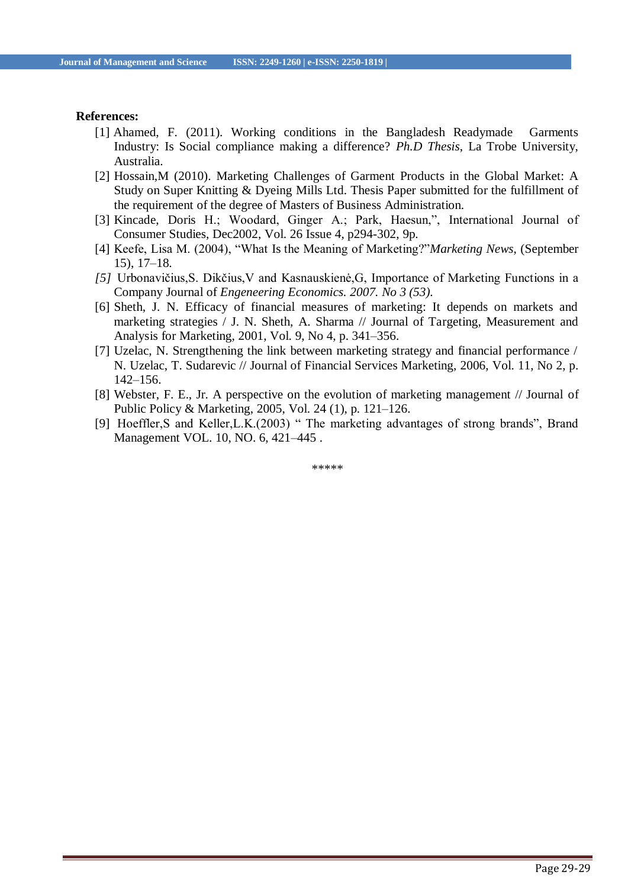**References:**

[1] Ahamed, F. (2011). Working conditions in the Bangladesh Readymade Garments Industry: Is Social compliance making a difference? *Ph.D Thesis*, La Trobe University, Australia.

[2] Hossain,M (2010). Marketing Challenges of Garment Products in the Global Market: A Study on Super Knitting & Dyeing Mills Ltd. Thesis Paper submitted for the fulfillment of the requirement of the degree of Masters of Business Administration.

[3] Kincade, Doris H.; Woodard, Ginger A.; Park, Haesun,", International Journal of Consumer Studies, Dec2002, Vol. 26 Issue 4, p294-302, 9p.

[4] Keefe, Lisa M. (2004), "What Is the Meaning of Marketing?"*Marketing News*, (September 15), 17–18.

*[5]* Urbonavičius,S. Dikčius,V and Kasnauskienė,G, Importance of Marketing Functions in a Company Journal of *Engeneering Economics. 2007. No 3 (53)*.

[6] Sheth, J. N. Efficacy of financial measures of marketing: It depends on markets and marketing strategies / J. N. Sheth, A. Sharma // Journal of Targeting, Measurement and Analysis for Marketing, 2001, Vol. 9, No 4, p. 341–356.

[7] Uzelac, N. Strengthening the link between marketing strategy and financial performance / N. Uzelac, T. Sudarevic // Journal of Financial Services Marketing, 2006, Vol. 11, No 2, p. 142–156.

[8] Webster, F. E., Jr. A perspective on the evolution of marketing management // Journal of Public Policy & Marketing, 2005, Vol. 24 (1), p. 121–126.

[9] Hoeffler,S and Keller,L.K.(2003) " The marketing advantages of strong brands", Brand Management VOL. 10, NO. 6, 421–445 .

*****